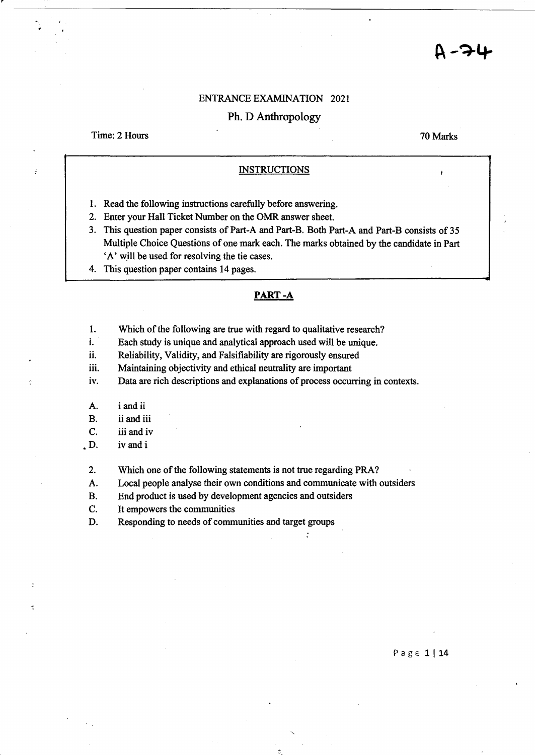A-74

## ENTRANCE EXAMINATION 2021

## Ph. D Anthropology

Time: 2 Hours 70 Marks

### INSTRUCTIONS

1. Read the following instructions carefully before answering.
2. Enter your Hall Ticket Number on the OMR answer sheet.
3. This question paper consists of Part-A and Part-B. Both Part-A and Part-B consists of 35 Multiple Choice Questions of one mark each. The marks obtained by the candidate in Part 'A' will be used for resolving the tie cases.
4. This question paper contains 14 pages.

## PART -A

1. Which of the following are true with regard to qualitative research?

   i. Each study is unique and analytical approach used will be unique.
   ii. Reliability, Validity, and Falsifiability are rigorously ensured
   iii. Maintaining objectivity and ethical neutrality are important
   iv. Data are rich descriptions and explanations of process occurring in contexts.

   A. i and ii
   B. ii and iii
   C. iii and iv
   D. iv and i

2. Which one of the following statements is not true regarding PRA?

   A. Local people analyse their own conditions and communicate with outsiders
   B. End product is used by development agencies and outsiders
   C. It empowers the communities
   D. Responding to needs of communities and target groups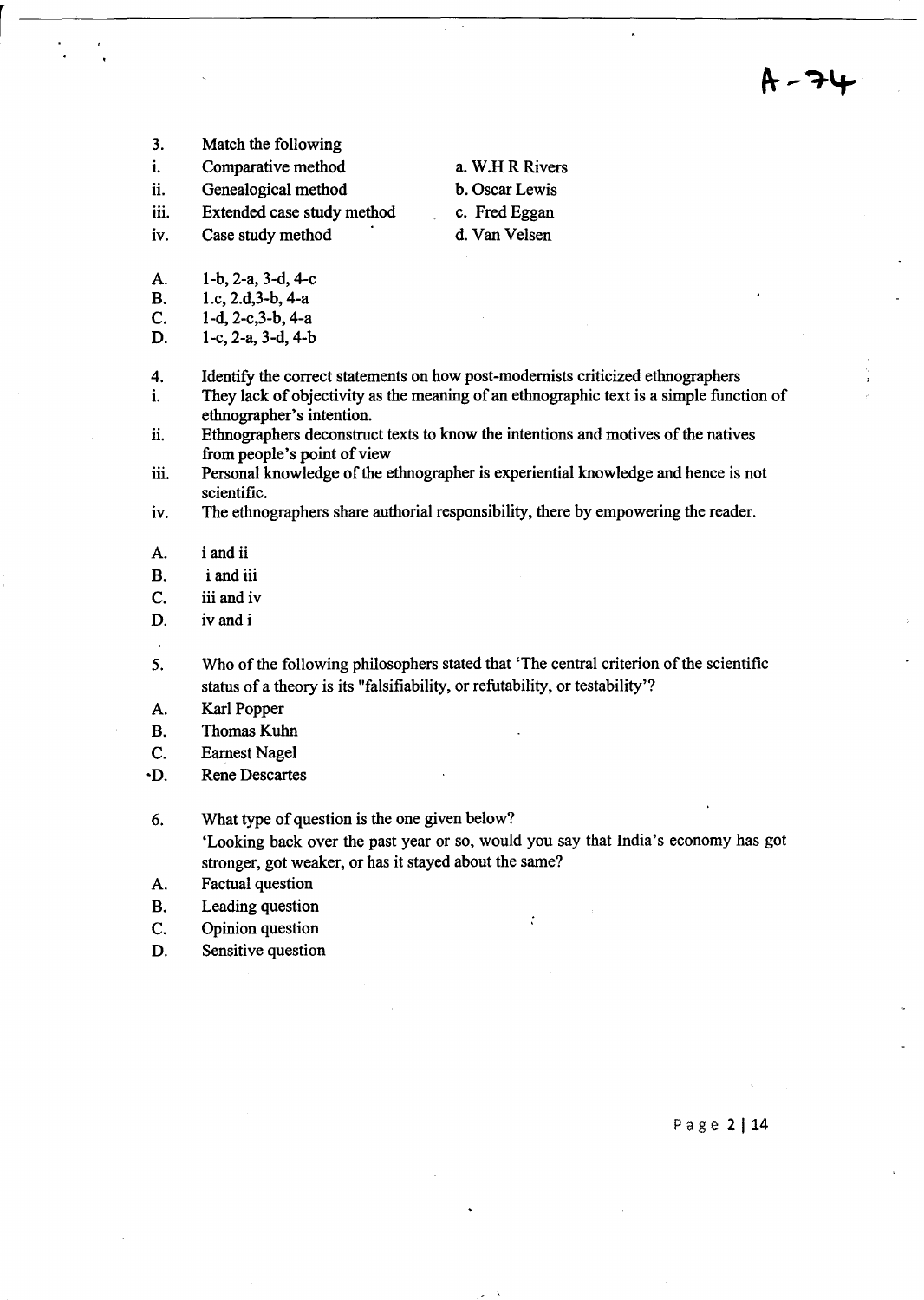A-74

3. Match the following

| | | |
|---|---|---|
| i. | Comparative method | a. W.H R Rivers |
| ii. | Genealogical method | b. Oscar Lewis |
| iii. | Extended case study method | c. Fred Eggan |
| iv. | Case study method | d. Van Velsen |

A. 1-b, 2-a, 3-d, 4-c
B. 1.c, 2.d,3-b, 4-a
C. 1-d, 2-c,3-b, 4-a
D. 1-c, 2-a, 3-d, 4-b

4. Identify the correct statements on how post-modernists criticized ethnographers

i. They lack of objectivity as the meaning of an ethnographic text is a simple function of ethnographer's intention.
ii. Ethnographers deconstruct texts to know the intentions and motives of the natives from people's point of view
iii. Personal knowledge of the ethnographer is experiential knowledge and hence is not scientific.
iv. The ethnographers share authorial responsibility, there by empowering the reader.

A. i and ii
B. i and iii
C. iii and iv
D. iv and i

5. Who of the following philosophers stated that 'The central criterion of the scientific status of a theory is its "falsifiability, or refutability, or testability'?

A. Karl Popper
B. Thomas Kuhn
C. Earnest Nagel
D. Rene Descartes

6. What type of question is the one given below?

'Looking back over the past year or so, would you say that India's economy has got stronger, got weaker, or has it stayed about the same?

A. Factual question
B. Leading question
C. Opinion question
D. Sensitive question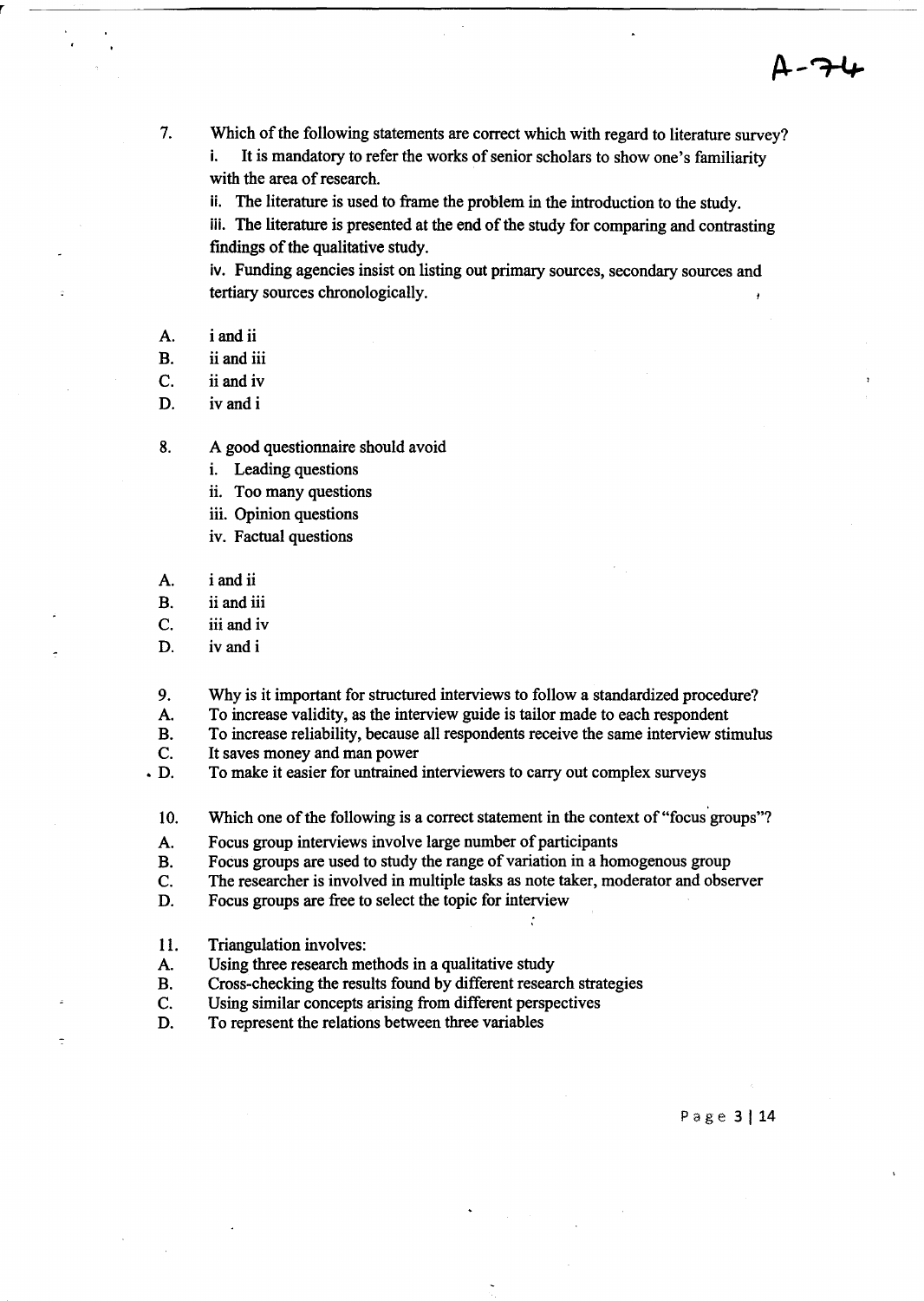7. Which of the following statements are correct which with regard to literature survey?

   i. It is mandatory to refer the works of senior scholars to show one's familiarity with the area of research.

   ii. The literature is used to frame the problem in the introduction to the study.

   iii. The literature is presented at the end of the study for comparing and contrasting findings of the qualitative study.

   iv. Funding agencies insist on listing out primary sources, secondary sources and tertiary sources chronologically.

A. i and ii
B. ii and iii
C. ii and iv
D. iv and i

8. A good questionnaire should avoid

   i. Leading questions
   ii. Too many questions
   iii. Opinion questions
   iv. Factual questions

A. i and ii
B. ii and iii
C. iii and iv
D. iv and i

9. Why is it important for structured interviews to follow a standardized procedure?

A. To increase validity, as the interview guide is tailor made to each respondent
B. To increase reliability, because all respondents receive the same interview stimulus
C. It saves money and man power
D. To make it easier for untrained interviewers to carry out complex surveys

10. Which one of the following is a correct statement in the context of "focus groups"?

A. Focus group interviews involve large number of participants
B. Focus groups are used to study the range of variation in a homogenous group
C. The researcher is involved in multiple tasks as note taker, moderator and observer
D. Focus groups are free to select the topic for interview

11. Triangulation involves:

A. Using three research methods in a qualitative study
B. Cross-checking the results found by different research strategies
C. Using similar concepts arising from different perspectives
D. To represent the relations between three variables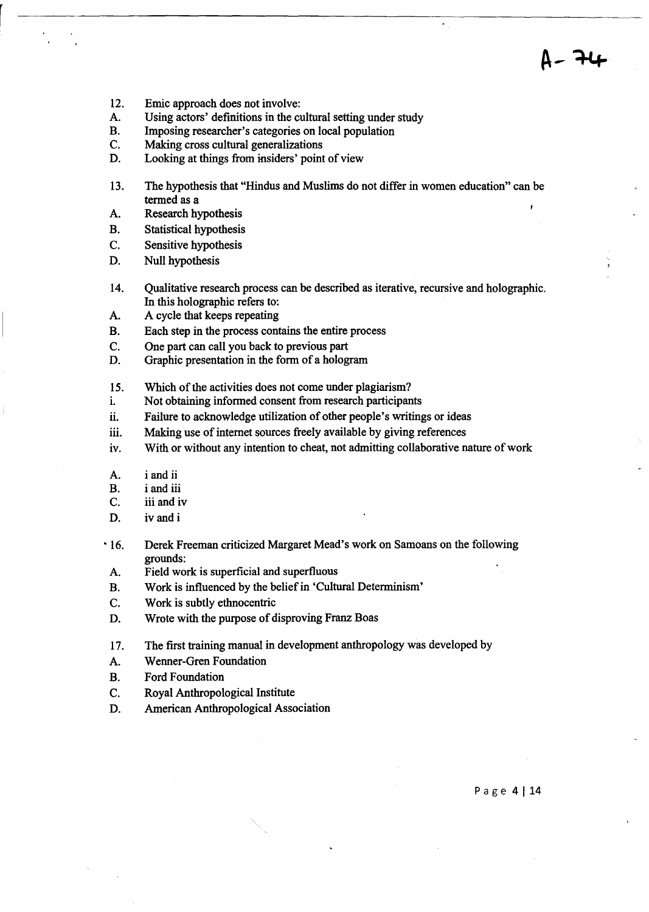A- 74

12. Emic approach does not involve:
A. Using actors' definitions in the cultural setting under study
B. Imposing researcher's categories on local population
C. Making cross cultural generalizations
D. Looking at things from insiders' point of view

13. The hypothesis that "Hindus and Muslims do not differ in women education" can be termed as a
A. Research hypothesis
B. Statistical hypothesis
C. Sensitive hypothesis
D. Null hypothesis

14. Qualitative research process can be described as iterative, recursive and holographic. In this holographic refers to:
A. A cycle that keeps repeating
B. Each step in the process contains the entire process
C. One part can call you back to previous part
D. Graphic presentation in the form of a hologram

15. Which of the activities does not come under plagiarism?
i. Not obtaining informed consent from research participants
ii. Failure to acknowledge utilization of other people's writings or ideas
iii. Making use of internet sources freely available by giving references
iv. With or without any intention to cheat, not admitting collaborative nature of work

A. i and ii
B. i and iii
C. iii and iv
D. iv and i

16. Derek Freeman criticized Margaret Mead's work on Samoans on the following grounds:
A. Field work is superficial and superfluous
B. Work is influenced by the belief in 'Cultural Determinism'
C. Work is subtly ethnocentric
D. Wrote with the purpose of disproving Franz Boas

17. The first training manual in development anthropology was developed by
A. Wenner-Gren Foundation
B. Ford Foundation
C. Royal Anthropological Institute
D. American Anthropological Association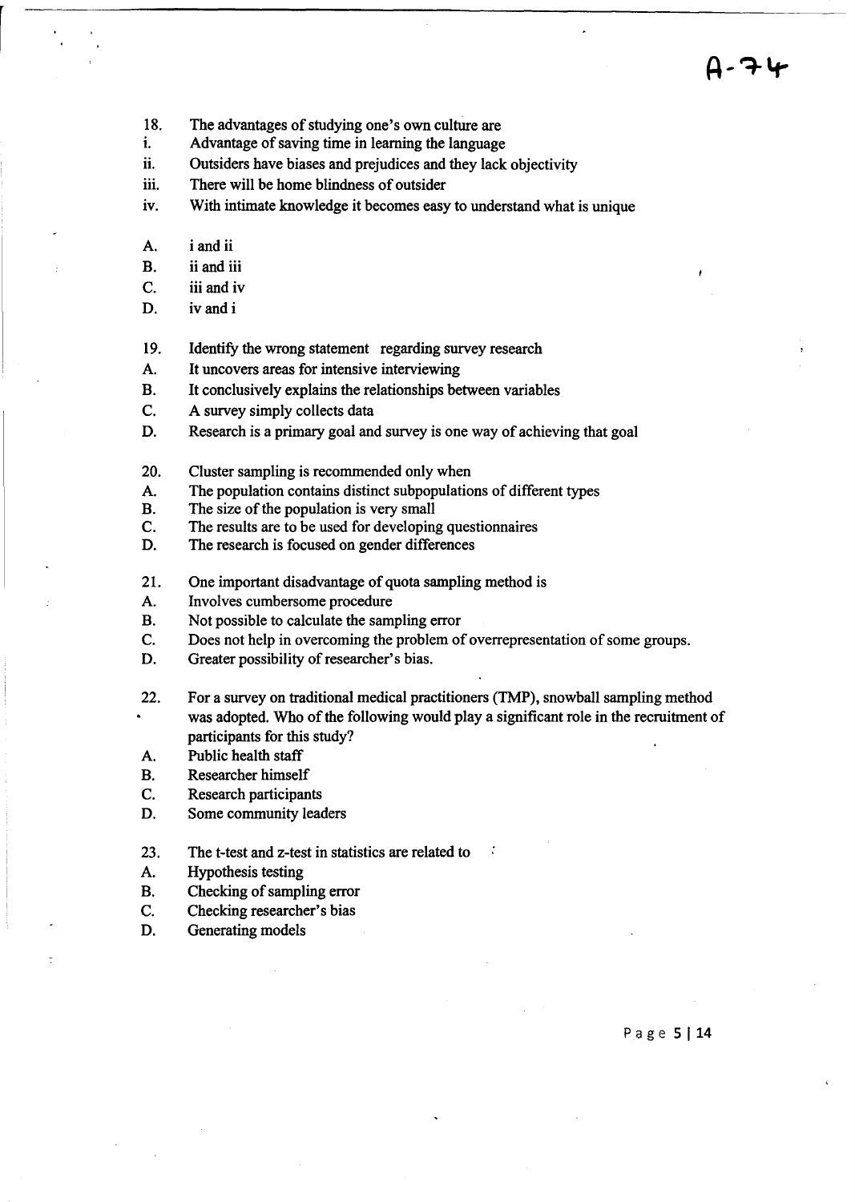A-74

18. The advantages of studying one's own culture are
i. Advantage of saving time in learning the language
ii. Outsiders have biases and prejudices and they lack objectivity
iii. There will be home blindness of outsider
iv. With intimate knowledge it becomes easy to understand what is unique

A. i and ii
B. ii and iii
C. iii and iv
D. iv and i

19. Identify the wrong statement regarding survey research
A. It uncovers areas for intensive interviewing
B. It conclusively explains the relationships between variables
C. A survey simply collects data
D. Research is a primary goal and survey is one way of achieving that goal

20. Cluster sampling is recommended only when
A. The population contains distinct subpopulations of different types
B. The size of the population is very small
C. The results are to be used for developing questionnaires
D. The research is focused on gender differences

21. One important disadvantage of quota sampling method is
A. Involves cumbersome procedure
B. Not possible to calculate the sampling error
C. Does not help in overcoming the problem of overrepresentation of some groups.
D. Greater possibility of researcher's bias.

22. For a survey on traditional medical practitioners (TMP), snowball sampling method was adopted. Who of the following would play a significant role in the recruitment of participants for this study?
A. Public health staff
B. Researcher himself
C. Research participants
D. Some community leaders

23. The t-test and z-test in statistics are related to
A. Hypothesis testing
B. Checking of sampling error
C. Checking researcher's bias
D. Generating models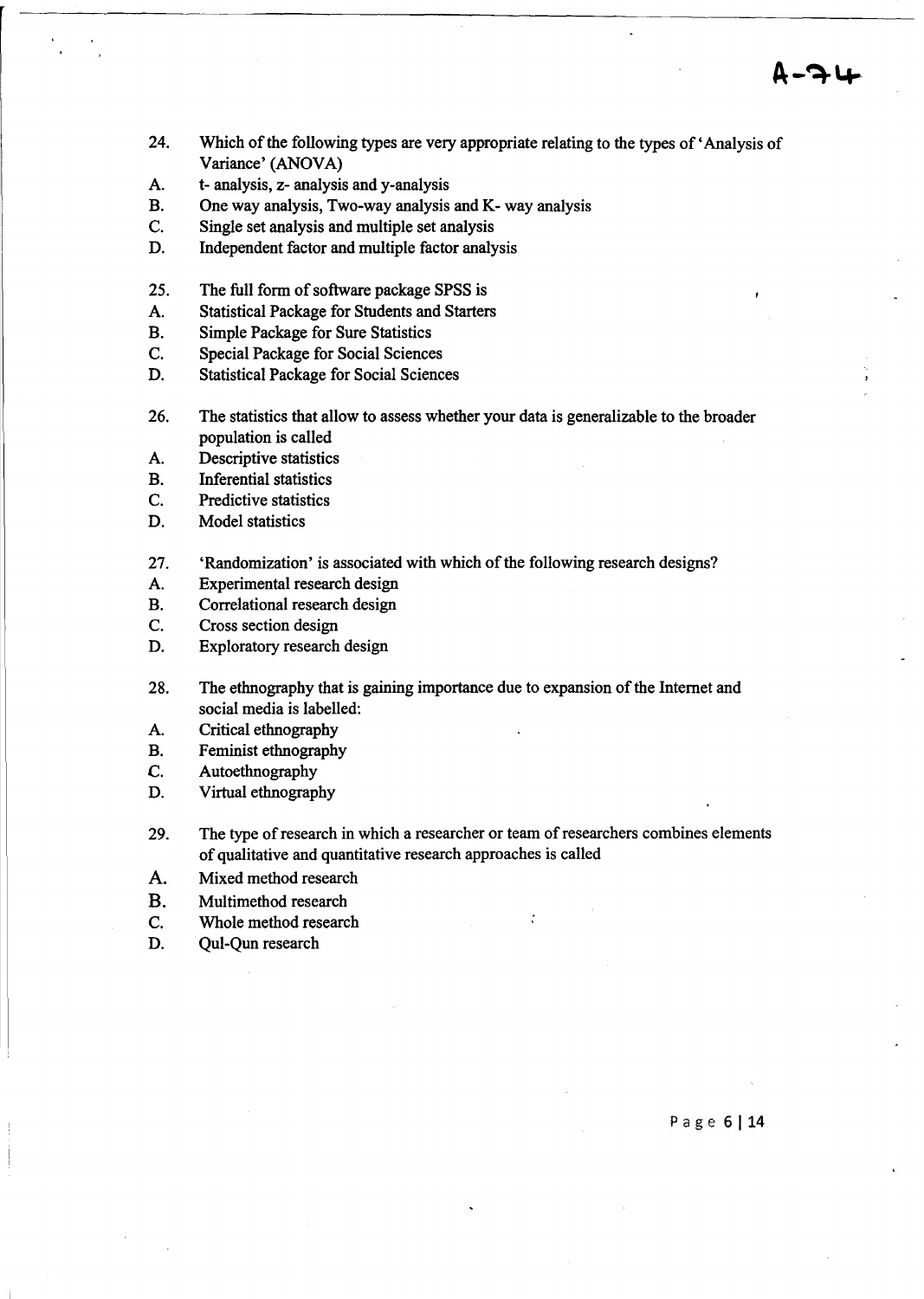24. Which of the following types are very appropriate relating to the types of 'Analysis of Variance' (ANOVA)

A. t- analysis, z- analysis and y-analysis
B. One way analysis, Two-way analysis and K- way analysis
C. Single set analysis and multiple set analysis
D. Independent factor and multiple factor analysis

25. The full form of software package SPSS is

A. Statistical Package for Students and Starters
B. Simple Package for Sure Statistics
C. Special Package for Social Sciences
D. Statistical Package for Social Sciences

26. The statistics that allow to assess whether your data is generalizable to the broader population is called

A. Descriptive statistics
B. Inferential statistics
C. Predictive statistics
D. Model statistics

27. 'Randomization' is associated with which of the following research designs?

A. Experimental research design
B. Correlational research design
C. Cross section design
D. Exploratory research design

28. The ethnography that is gaining importance due to expansion of the Internet and social media is labelled:

A. Critical ethnography
B. Feminist ethnography
C. Autoethnography
D. Virtual ethnography

29. The type of research in which a researcher or team of researchers combines elements of qualitative and quantitative research approaches is called

A. Mixed method research
B. Multimethod research
C. Whole method research
D. Qul-Qun research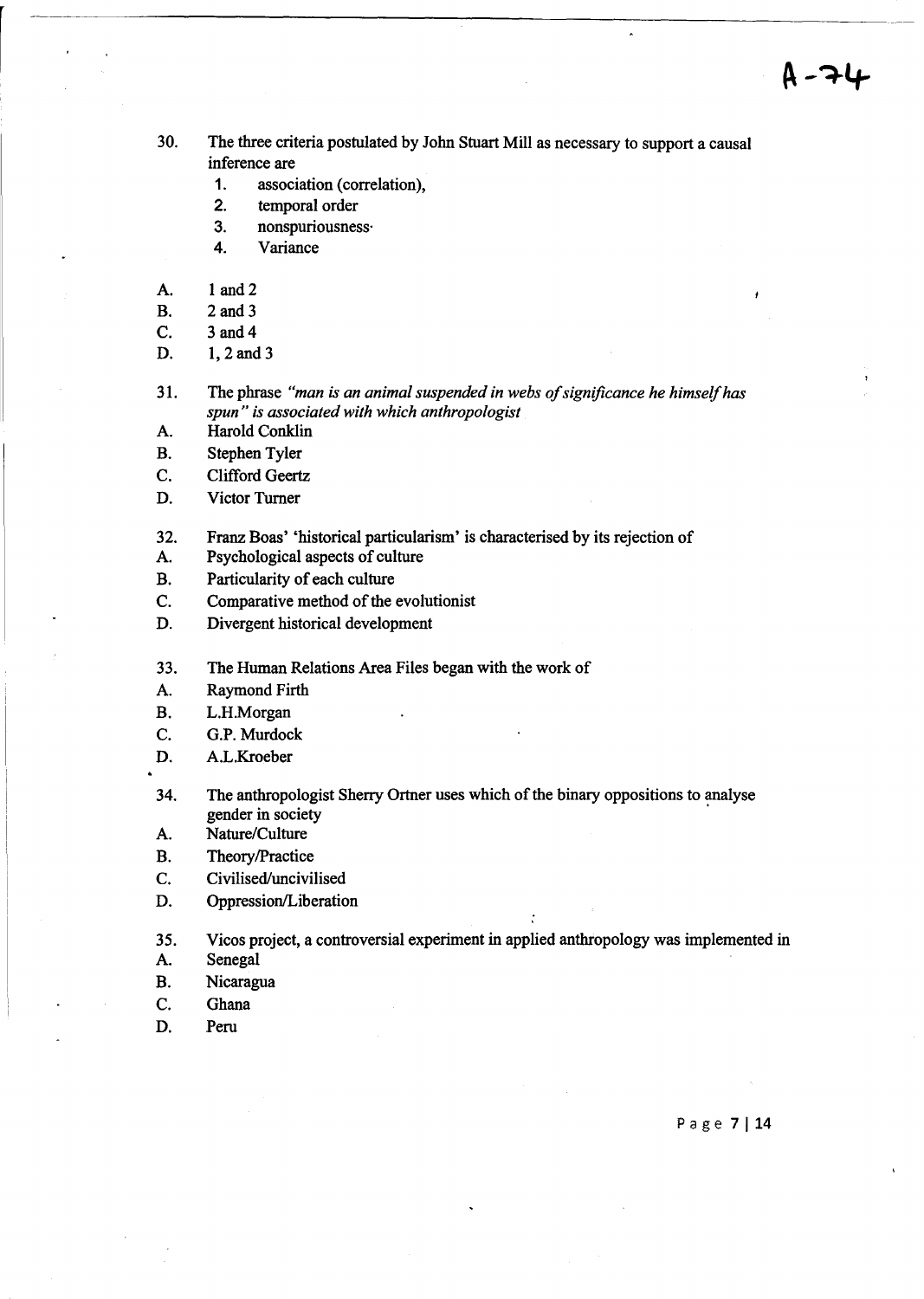A-74

30. The three criteria postulated by John Stuart Mill as necessary to support a causal inference are
    1. association (correlation),
    2. temporal order
    3. nonspuriousness·
    4. Variance

A. 1 and 2
B. 2 and 3
C. 3 and 4
D. 1, 2 and 3

31. The phrase *"man is an animal suspended in webs of significance he himself has spun" is associated with which anthropologist*
A. Harold Conklin
B. Stephen Tyler
C. Clifford Geertz
D. Victor Turner

32. Franz Boas' 'historical particularism' is characterised by its rejection of
A. Psychological aspects of culture
B. Particularity of each culture
C. Comparative method of the evolutionist
D. Divergent historical development

33. The Human Relations Area Files began with the work of
A. Raymond Firth
B. L.H.Morgan
C. G.P. Murdock
D. A.L.Kroeber

34. The anthropologist Sherry Ortner uses which of the binary oppositions to analyse gender in society
A. Nature/Culture
B. Theory/Practice
C. Civilised/uncivilised
D. Oppression/Liberation

35. Vicos project, a controversial experiment in applied anthropology was implemented in
A. Senegal
B. Nicaragua
C. Ghana
D. Peru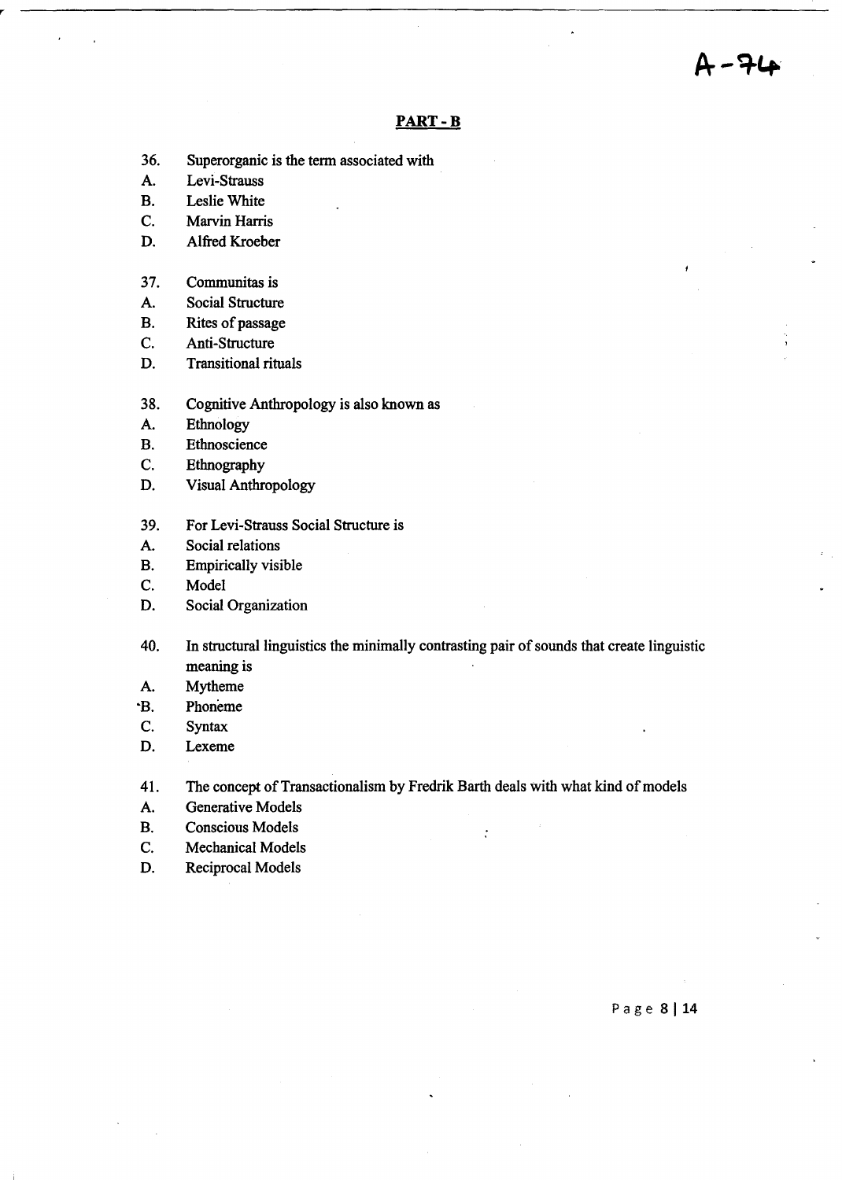A-74

## PART - B

36. Superorganic is the term associated with
A. Levi-Strauss
B. Leslie White
C. Marvin Harris
D. Alfred Kroeber

37. Communitas is
A. Social Structure
B. Rites of passage
C. Anti-Structure
D. Transitional rituals

38. Cognitive Anthropology is also known as
A. Ethnology
B. Ethnoscience
C. Ethnography
D. Visual Anthropology

39. For Levi-Strauss Social Structure is
A. Social relations
B. Empirically visible
C. Model
D. Social Organization

40. In structural linguistics the minimally contrasting pair of sounds that create linguistic meaning is
A. Mytheme
B. Phoneme
C. Syntax
D. Lexeme

41. The concept of Transactionalism by Fredrik Barth deals with what kind of models
A. Generative Models
B. Conscious Models
C. Mechanical Models
D. Reciprocal Models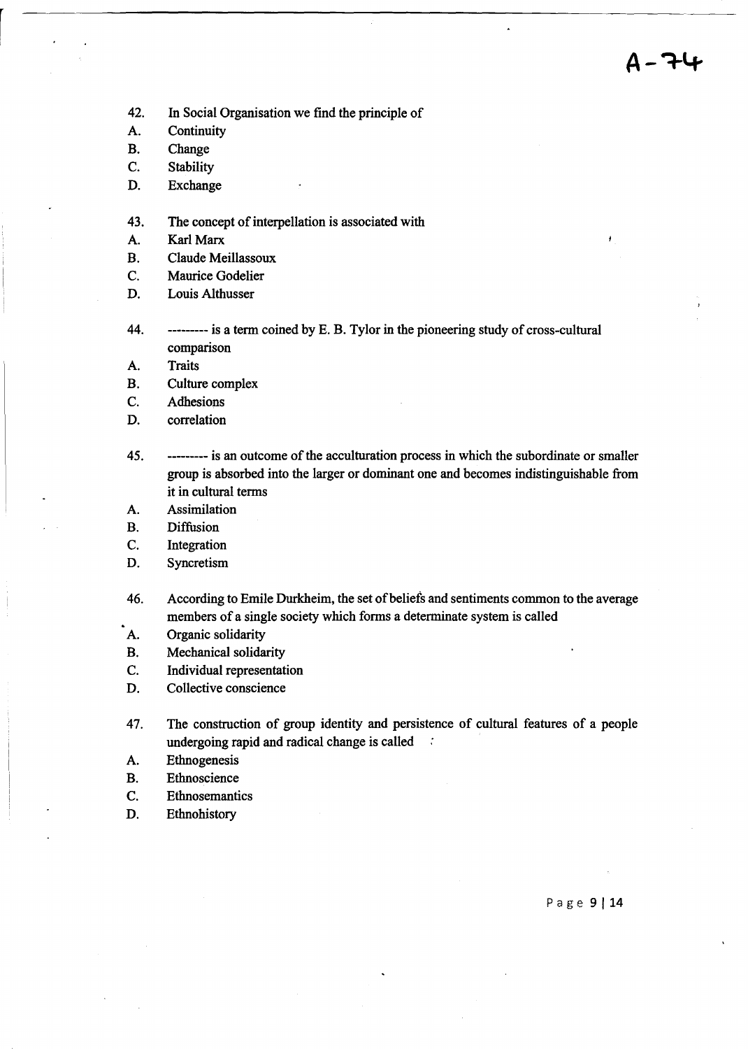A-74

42. In Social Organisation we find the principle of
A. Continuity
B. Change
C. Stability
D. Exchange

43. The concept of interpellation is associated with
A. Karl Marx
B. Claude Meillassoux
C. Maurice Godelier
D. Louis Althusser

44. --------- is a term coined by E. B. Tylor in the pioneering study of cross-cultural comparison
A. Traits
B. Culture complex
C. Adhesions
D. correlation

45. --------- is an outcome of the acculturation process in which the subordinate or smaller group is absorbed into the larger or dominant one and becomes indistinguishable from it in cultural terms
A. Assimilation
B. Diffusion
C. Integration
D. Syncretism

46. According to Emile Durkheim, the set of beliefs and sentiments common to the average members of a single society which forms a determinate system is called
A. Organic solidarity
B. Mechanical solidarity
C. Individual representation
D. Collective conscience

47. The construction of group identity and persistence of cultural features of a people undergoing rapid and radical change is called
A. Ethnogenesis
B. Ethnoscience
C. Ethnosemantics
D. Ethnohistory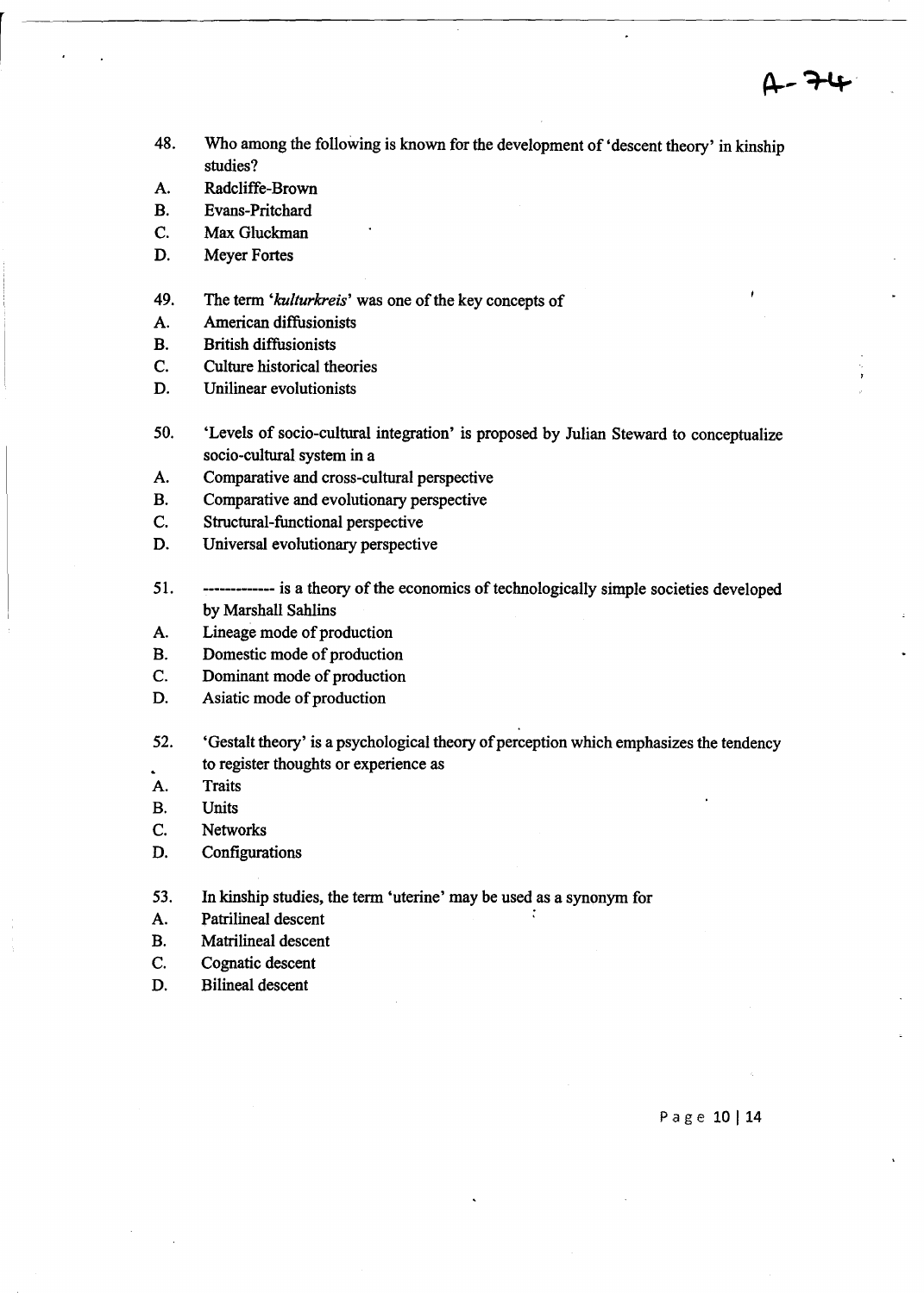48. Who among the following is known for the development of 'descent theory' in kinship studies?

A. Radcliffe-Brown
B. Evans-Pritchard
C. Max Gluckman
D. Meyer Fortes

49. The term '*kulturkreis*' was one of the key concepts of

A. American diffusionists
B. British diffusionists
C. Culture historical theories
D. Unilinear evolutionists

50. 'Levels of socio-cultural integration' is proposed by Julian Steward to conceptualize socio-cultural system in a

A. Comparative and cross-cultural perspective
B. Comparative and evolutionary perspective
C. Structural-functional perspective
D. Universal evolutionary perspective

51. ------------ is a theory of the economics of technologically simple societies developed by Marshall Sahlins

A. Lineage mode of production
B. Domestic mode of production
C. Dominant mode of production
D. Asiatic mode of production

52. 'Gestalt theory' is a psychological theory of perception which emphasizes the tendency to register thoughts or experience as

A. Traits
B. Units
C. Networks
D. Configurations

53. In kinship studies, the term 'uterine' may be used as a synonym for

A. Patrilineal descent
B. Matrilineal descent
C. Cognatic descent
D. Bilineal descent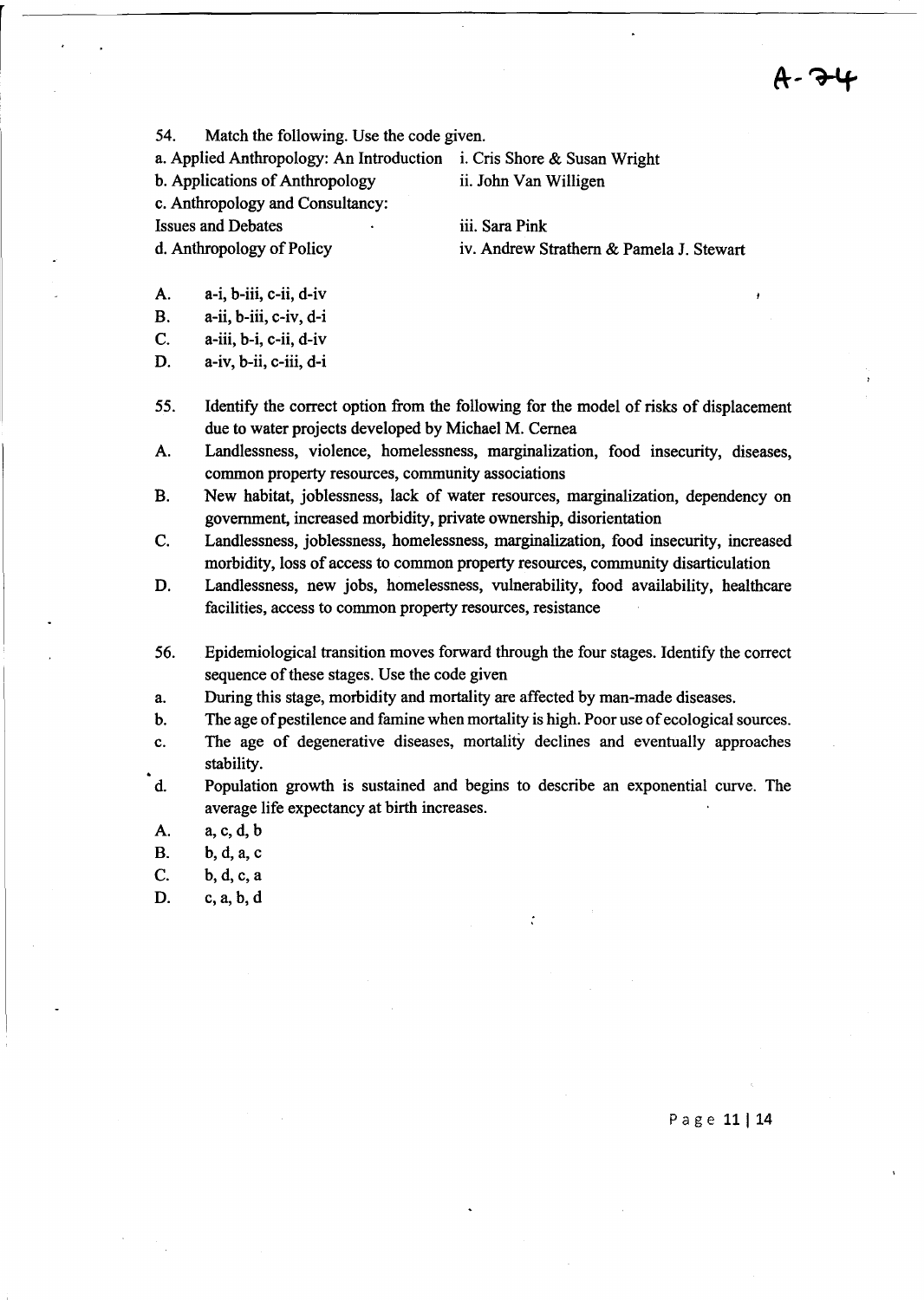A-24

54. Match the following. Use the code given.

a. Applied Anthropology: An Introduction — i. Cris Shore & Susan Wright

b. Applications of Anthropology — ii. John Van Willigen

c. Anthropology and Consultancy: Issues and Debates — iii. Sara Pink

d. Anthropology of Policy — iv. Andrew Strathern & Pamela J. Stewart

A. a-i, b-iii, c-ii, d-iv

B. a-ii, b-iii, c-iv, d-i

C. a-iii, b-i, c-ii, d-iv

D. a-iv, b-ii, c-iii, d-i

55. Identify the correct option from the following for the model of risks of displacement due to water projects developed by Michael M. Cernea

A. Landlessness, violence, homelessness, marginalization, food insecurity, diseases, common property resources, community associations

B. New habitat, joblessness, lack of water resources, marginalization, dependency on government, increased morbidity, private ownership, disorientation

C. Landlessness, joblessness, homelessness, marginalization, food insecurity, increased morbidity, loss of access to common property resources, community disarticulation

D. Landlessness, new jobs, homelessness, vulnerability, food availability, healthcare facilities, access to common property resources, resistance

56. Epidemiological transition moves forward through the four stages. Identify the correct sequence of these stages. Use the code given

a. During this stage, morbidity and mortality are affected by man-made diseases.

b. The age of pestilence and famine when mortality is high. Poor use of ecological sources.

c. The age of degenerative diseases, mortality declines and eventually approaches stability.

d. Population growth is sustained and begins to describe an exponential curve. The average life expectancy at birth increases.

A. a, c, d, b

B. b, d, a, c

C. b, d, c, a

D. c, a, b, d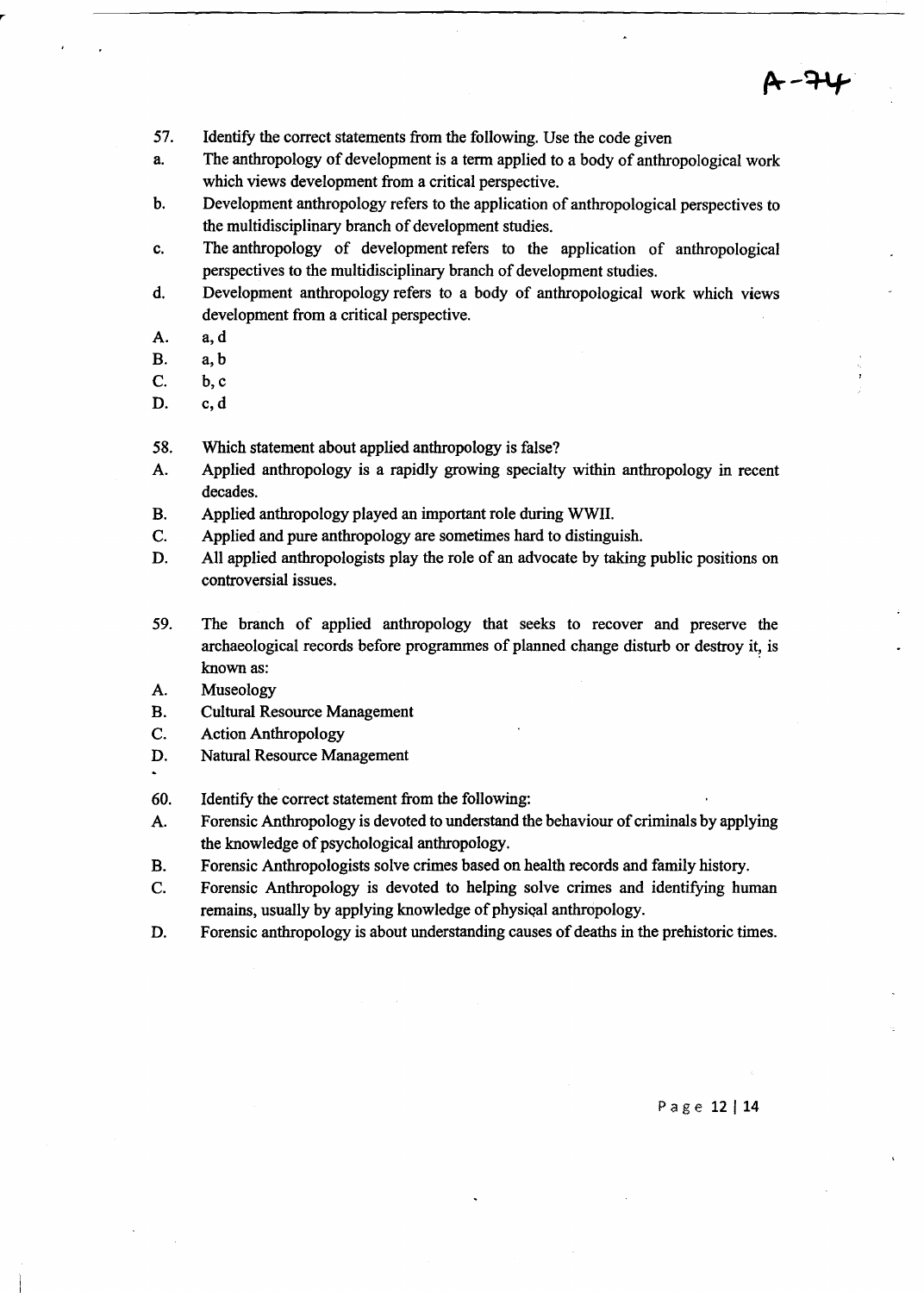57. Identify the correct statements from the following. Use the code given

a. The anthropology of development is a term applied to a body of anthropological work which views development from a critical perspective.

b. Development anthropology refers to the application of anthropological perspectives to the multidisciplinary branch of development studies.

c. The anthropology of development refers to the application of anthropological perspectives to the multidisciplinary branch of development studies.

d. Development anthropology refers to a body of anthropological work which views development from a critical perspective.

A. a, d

B. a, b

C. b, c

D. c, d

58. Which statement about applied anthropology is false?

A. Applied anthropology is a rapidly growing specialty within anthropology in recent decades.

B. Applied anthropology played an important role during WWII.

C. Applied and pure anthropology are sometimes hard to distinguish.

D. All applied anthropologists play the role of an advocate by taking public positions on controversial issues.

59. The branch of applied anthropology that seeks to recover and preserve the archaeological records before programmes of planned change disturb or destroy it, is known as:

A. Museology

B. Cultural Resource Management

C. Action Anthropology

D. Natural Resource Management

60. Identify the correct statement from the following:

A. Forensic Anthropology is devoted to understand the behaviour of criminals by applying the knowledge of psychological anthropology.

B. Forensic Anthropologists solve crimes based on health records and family history.

C. Forensic Anthropology is devoted to helping solve crimes and identifying human remains, usually by applying knowledge of physical anthropology.

D. Forensic anthropology is about understanding causes of deaths in the prehistoric times.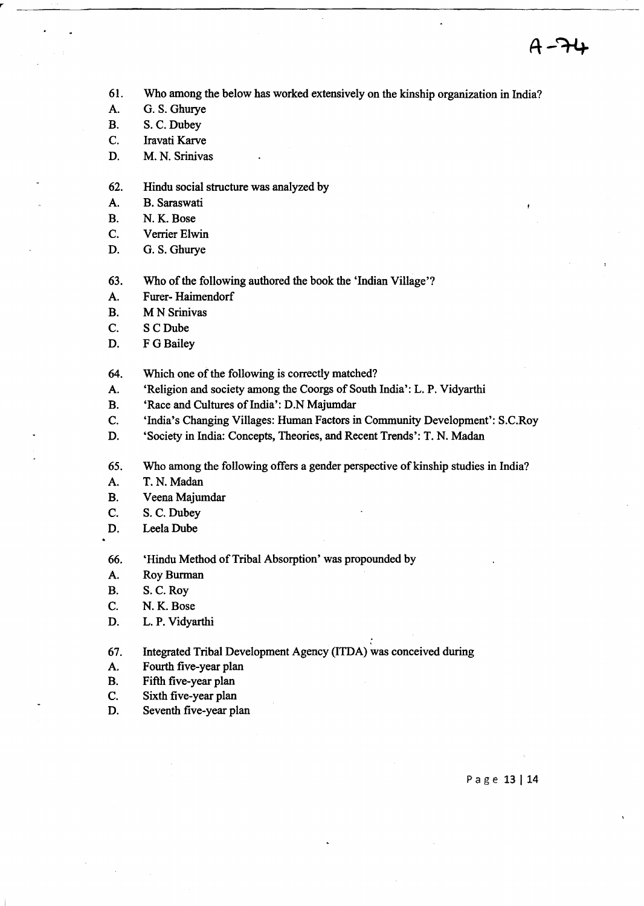A-74

61. Who among the below has worked extensively on the kinship organization in India?
A. G. S. Ghurye
B. S. C. Dubey
C. Iravati Karve
D. M. N. Srinivas

62. Hindu social structure was analyzed by
A. B. Saraswati
B. N. K. Bose
C. Verrier Elwin
D. G. S. Ghurye

63. Who of the following authored the book the 'Indian Village'?
A. Furer- Haimendorf
B. M N Srinivas
C. S C Dube
D. F G Bailey

64. Which one of the following is correctly matched?
A. 'Religion and society among the Coorgs of South India': L. P. Vidyarthi
B. 'Race and Cultures of India': D.N Majumdar
C. 'India's Changing Villages: Human Factors in Community Development': S.C.Roy
D. 'Society in India: Concepts, Theories, and Recent Trends': T. N. Madan

65. Who among the following offers a gender perspective of kinship studies in India?
A. T. N. Madan
B. Veena Majumdar
C. S. C. Dubey
D. Leela Dube

66. 'Hindu Method of Tribal Absorption' was propounded by
A. Roy Burman
B. S. C. Roy
C. N. K. Bose
D. L. P. Vidyarthi

67. Integrated Tribal Development Agency (ITDA) was conceived during
A. Fourth five-year plan
B. Fifth five-year plan
C. Sixth five-year plan
D. Seventh five-year plan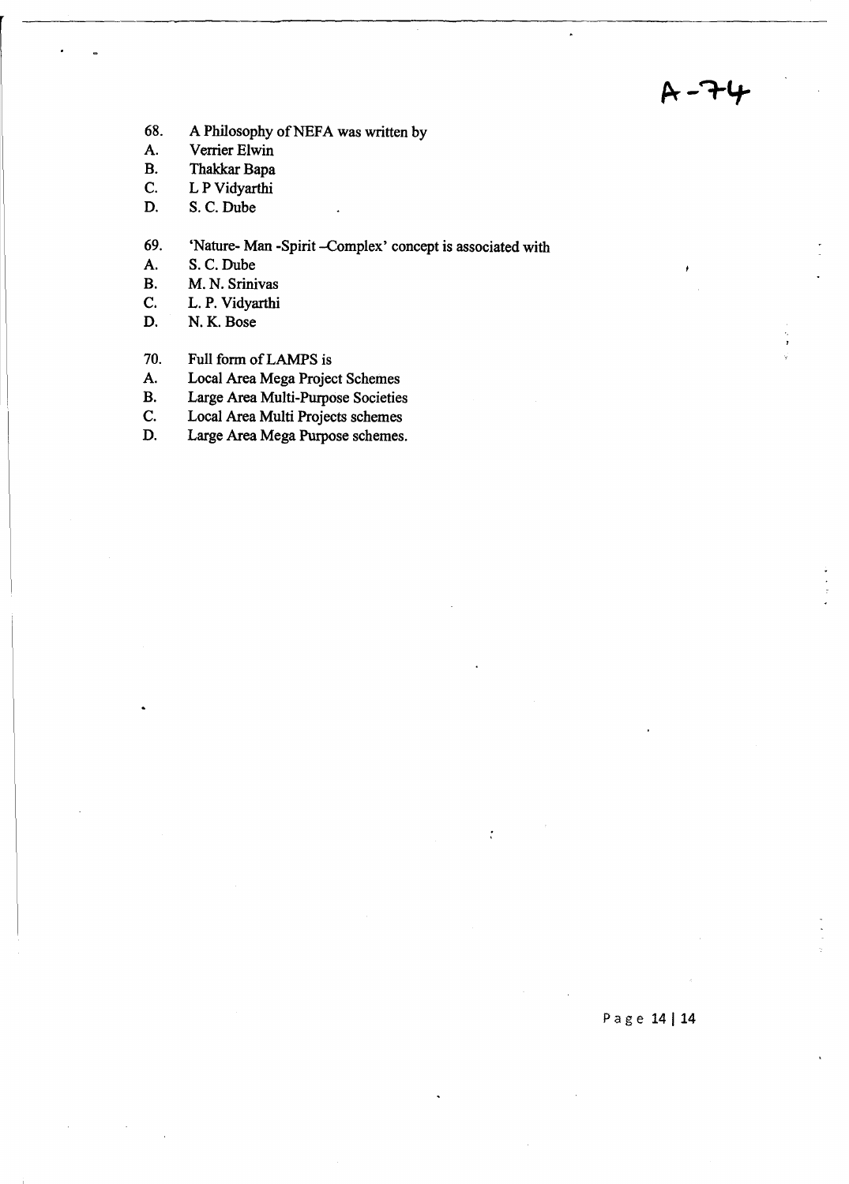A-74

68. A Philosophy of NEFA was written by

A. Verrier Elwin
B. Thakkar Bapa
C. L P Vidyarthi
D. S. C. Dube

69. 'Nature- Man -Spirit –Complex' concept is associated with

A. S. C. Dube
B. M. N. Srinivas
C. L. P. Vidyarthi
D. N. K. Bose

70. Full form of LAMPS is

A. Local Area Mega Project Schemes
B. Large Area Multi-Purpose Societies
C. Local Area Multi Projects schemes
D. Large Area Mega Purpose schemes.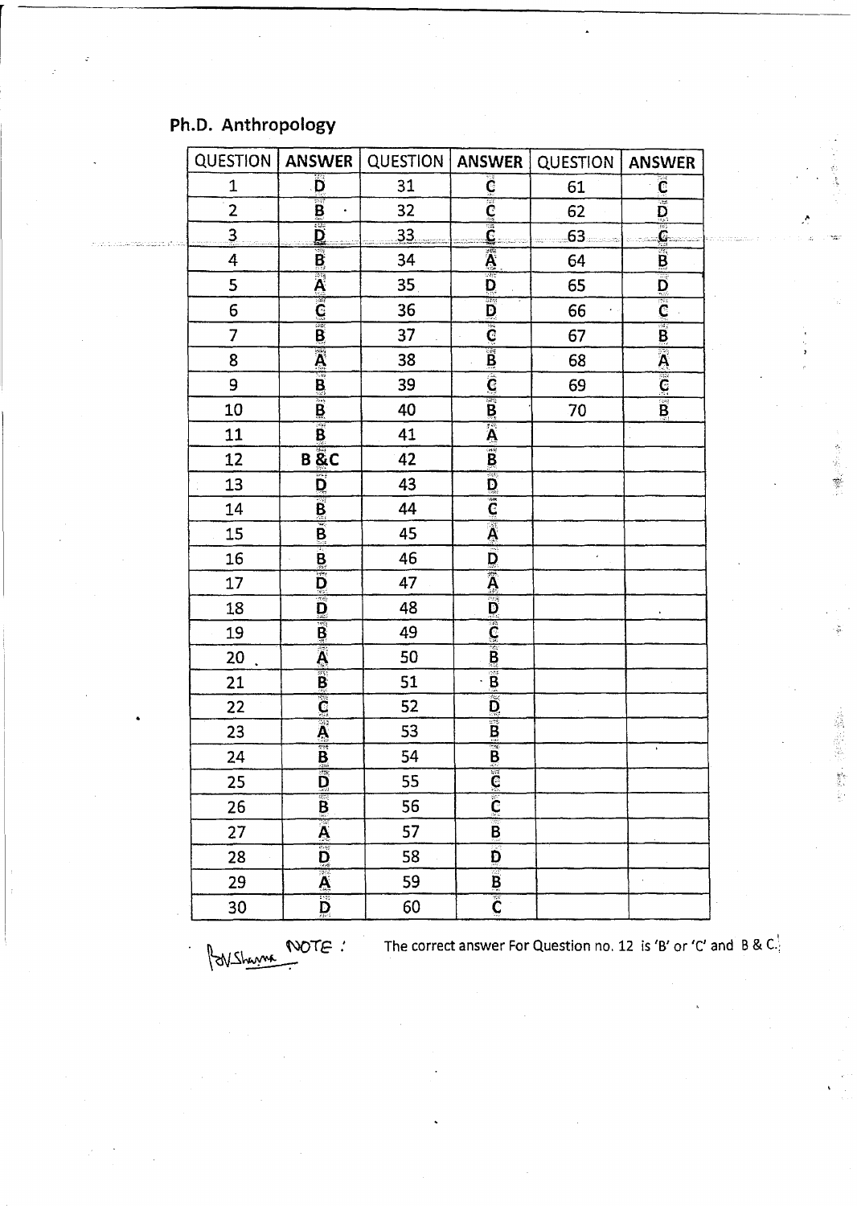## Ph.D. Anthropology

| QUESTION | ANSWER | QUESTION | ANSWER | QUESTION | ANSWER |
|---|---|---|---|---|---|
| 1 | D | 31 | C | 61 | C |
| 2 | B | 32 | C | 62 | D |
| 3 | D | 33 | C | 63 | C |
| 4 | B | 34 | A | 64 | B |
| 5 | A | 35 | D | 65 | D |
| 6 | C | 36 | D | 66 | C |
| 7 | B | 37 | C | 67 | B |
| 8 | A | 38 | B | 68 | A |
| 9 | B | 39 | C | 69 | C |
| 10 | B | 40 | B | 70 | B |
| 11 | B | 41 | A | | |
| 12 | B &C | 42 | B | | |
| 13 | D | 43 | D | | |
| 14 | B | 44 | C | | |
| 15 | B | 45 | A | | |
| 16 | B | 46 | D | | |
| 17 | D | 47 | A | | |
| 18 | D | 48 | D | | |
| 19 | B | 49 | C | | |
| 20 | A | 50 | B | | |
| 21 | B | 51 | B | | |
| 22 | C | 52 | D | | |
| 23 | A | 53 | B | | |
| 24 | B | 54 | B | | |
| 25 | D | 55 | C | | |
| 26 | B | 56 | C | | |
| 27 | A | 57 | B | | |
| 28 | D | 58 | D | | |
| 29 | A | 59 | B | | |
| 30 | D | 60 | C | | |

BVSharma NOTE : The correct answer For Question no. 12 is 'B' or 'C' and B & C.